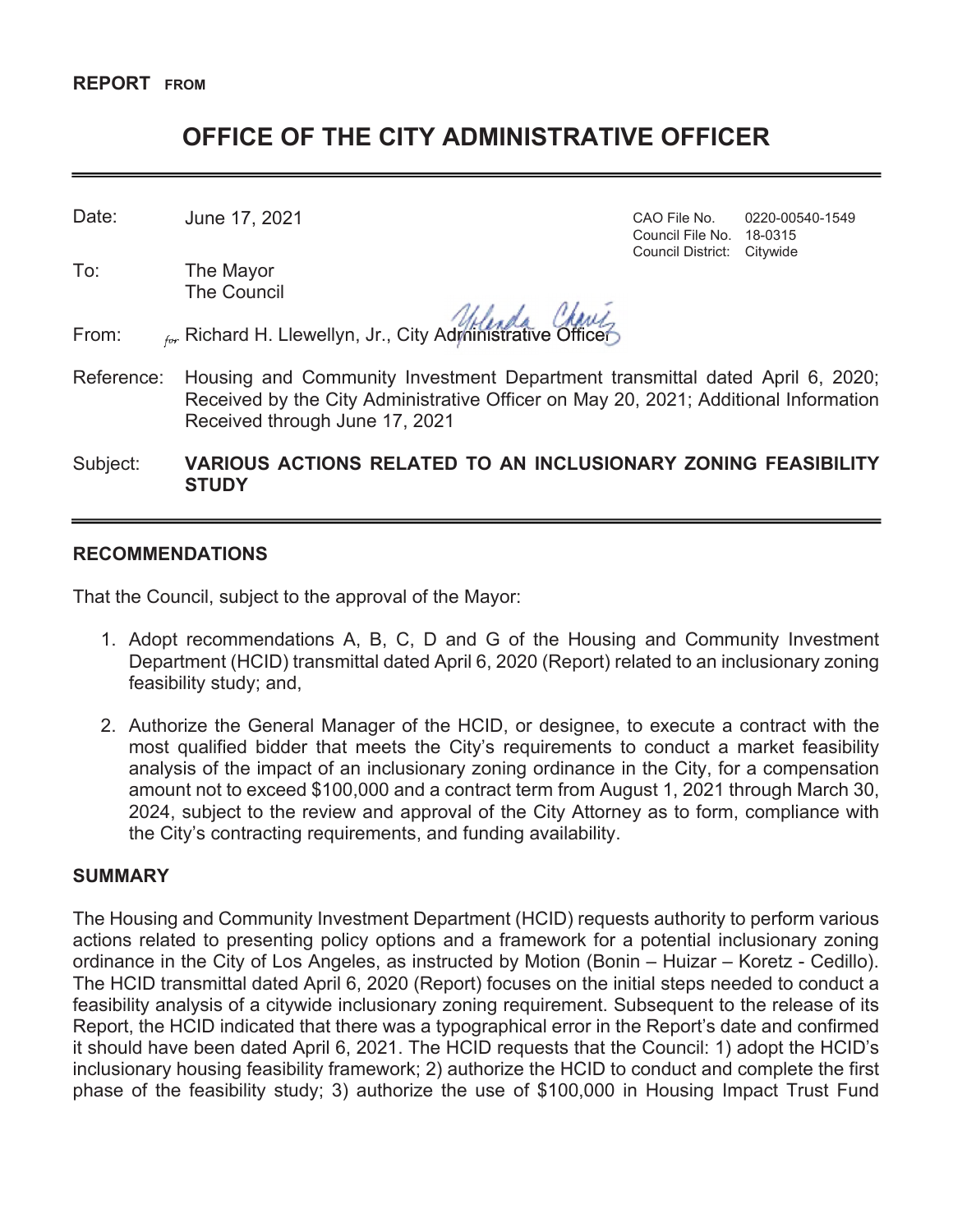**REPORT FROM**

# OFFICE OF THE CITY ADMINISTRATIVE OFFICER

Date: June 17, 2021

CAO File No. 0220-00540-1549
Council File No. 18-0315
Council District: Citywide

To: The Mayor
The Council

From: for Richard H. Llewellyn, Jr., City Administrative Officer

Reference: Housing and Community Investment Department transmittal dated April 6, 2020; Received by the City Administrative Officer on May 20, 2021; Additional Information Received through June 17, 2021

Subject: **VARIOUS ACTIONS RELATED TO AN INCLUSIONARY ZONING FEASIBILITY STUDY**

## RECOMMENDATIONS

That the Council, subject to the approval of the Mayor:

1. Adopt recommendations A, B, C, D and G of the Housing and Community Investment Department (HCID) transmittal dated April 6, 2020 (Report) related to an inclusionary zoning feasibility study; and,

2. Authorize the General Manager of the HCID, or designee, to execute a contract with the most qualified bidder that meets the City's requirements to conduct a market feasibility analysis of the impact of an inclusionary zoning ordinance in the City, for a compensation amount not to exceed $100,000 and a contract term from August 1, 2021 through March 30, 2024, subject to the review and approval of the City Attorney as to form, compliance with the City's contracting requirements, and funding availability.

## SUMMARY

The Housing and Community Investment Department (HCID) requests authority to perform various actions related to presenting policy options and a framework for a potential inclusionary zoning ordinance in the City of Los Angeles, as instructed by Motion (Bonin – Huizar – Koretz - Cedillo). The HCID transmittal dated April 6, 2020 (Report) focuses on the initial steps needed to conduct a feasibility analysis of a citywide inclusionary zoning requirement. Subsequent to the release of its Report, the HCID indicated that there was a typographical error in the Report's date and confirmed it should have been dated April 6, 2021. The HCID requests that the Council: 1) adopt the HCID's inclusionary housing feasibility framework; 2) authorize the HCID to conduct and complete the first phase of the feasibility study; 3) authorize the use of $100,000 in Housing Impact Trust Fund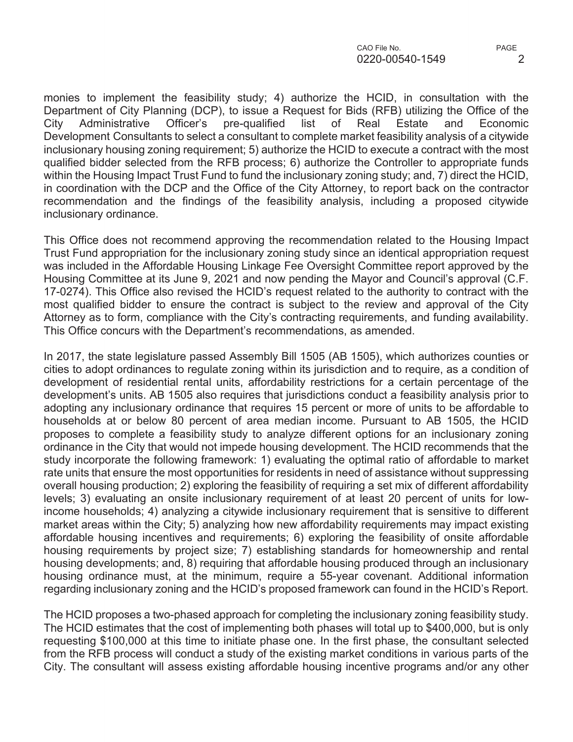monies to implement the feasibility study; 4) authorize the HCID, in consultation with the Department of City Planning (DCP), to issue a Request for Bids (RFB) utilizing the Office of the City Administrative Officer's pre-qualified list of Real Estate and Economic Development Consultants to select a consultant to complete market feasibility analysis of a citywide inclusionary housing zoning requirement; 5) authorize the HCID to execute a contract with the most qualified bidder selected from the RFB process; 6) authorize the Controller to appropriate funds within the Housing Impact Trust Fund to fund the inclusionary zoning study; and, 7) direct the HCID, in coordination with the DCP and the Office of the City Attorney, to report back on the contractor recommendation and the findings of the feasibility analysis, including a proposed citywide inclusionary ordinance.

This Office does not recommend approving the recommendation related to the Housing Impact Trust Fund appropriation for the inclusionary zoning study since an identical appropriation request was included in the Affordable Housing Linkage Fee Oversight Committee report approved by the Housing Committee at its June 9, 2021 and now pending the Mayor and Council's approval (C.F. 17-0274). This Office also revised the HCID's request related to the authority to contract with the most qualified bidder to ensure the contract is subject to the review and approval of the City Attorney as to form, compliance with the City's contracting requirements, and funding availability. This Office concurs with the Department's recommendations, as amended.

In 2017, the state legislature passed Assembly Bill 1505 (AB 1505), which authorizes counties or cities to adopt ordinances to regulate zoning within its jurisdiction and to require, as a condition of development of residential rental units, affordability restrictions for a certain percentage of the development's units. AB 1505 also requires that jurisdictions conduct a feasibility analysis prior to adopting any inclusionary ordinance that requires 15 percent or more of units to be affordable to households at or below 80 percent of area median income. Pursuant to AB 1505, the HCID proposes to complete a feasibility study to analyze different options for an inclusionary zoning ordinance in the City that would not impede housing development. The HCID recommends that the study incorporate the following framework: 1) evaluating the optimal ratio of affordable to market rate units that ensure the most opportunities for residents in need of assistance without suppressing overall housing production; 2) exploring the feasibility of requiring a set mix of different affordability levels; 3) evaluating an onsite inclusionary requirement of at least 20 percent of units for low-income households; 4) analyzing a citywide inclusionary requirement that is sensitive to different market areas within the City; 5) analyzing how new affordability requirements may impact existing affordable housing incentives and requirements; 6) exploring the feasibility of onsite affordable housing requirements by project size; 7) establishing standards for homeownership and rental housing developments; and, 8) requiring that affordable housing produced through an inclusionary housing ordinance must, at the minimum, require a 55-year covenant. Additional information regarding inclusionary zoning and the HCID's proposed framework can found in the HCID's Report.

The HCID proposes a two-phased approach for completing the inclusionary zoning feasibility study. The HCID estimates that the cost of implementing both phases will total up to $400,000, but is only requesting $100,000 at this time to initiate phase one. In the first phase, the consultant selected from the RFB process will conduct a study of the existing market conditions in various parts of the City. The consultant will assess existing affordable housing incentive programs and/or any other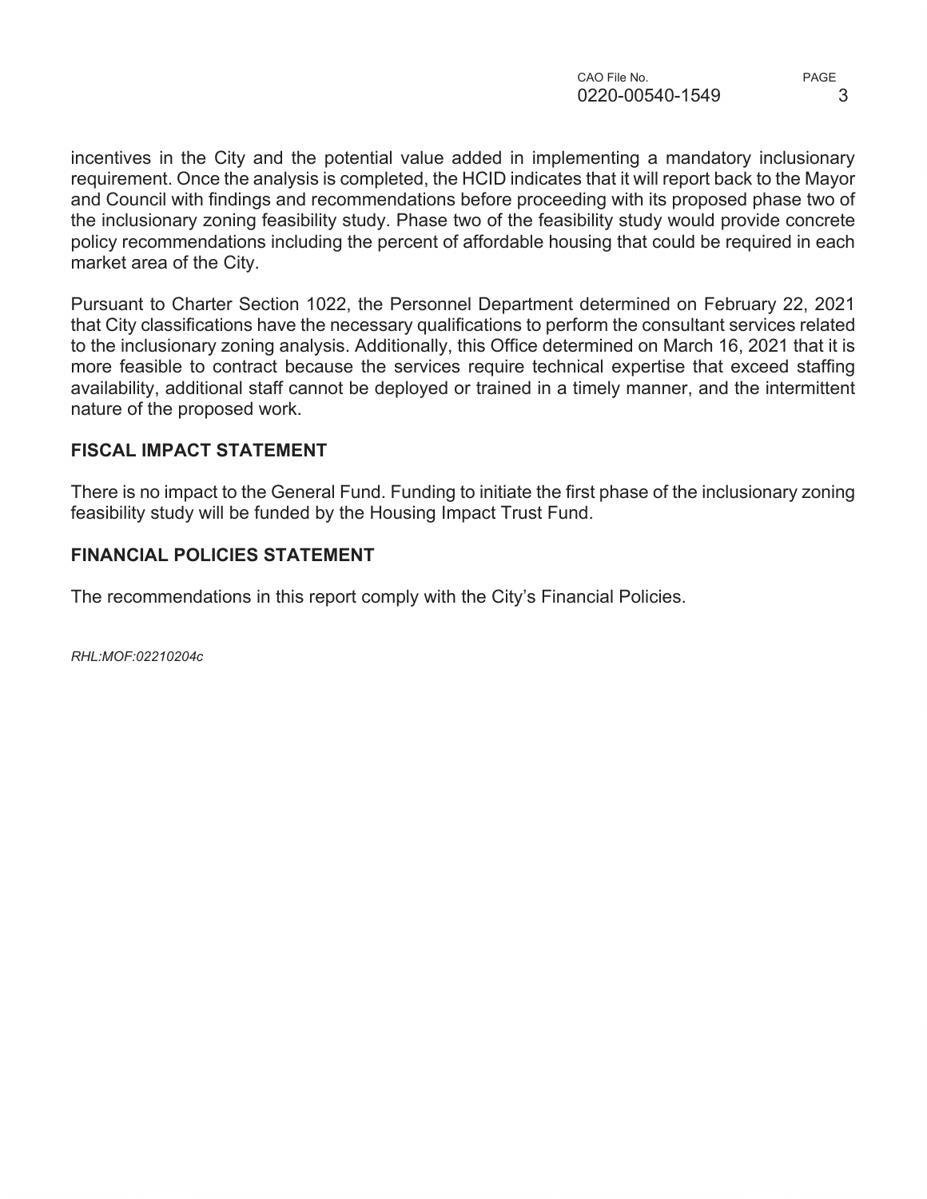incentives in the City and the potential value added in implementing a mandatory inclusionary requirement. Once the analysis is completed, the HCID indicates that it will report back to the Mayor and Council with findings and recommendations before proceeding with its proposed phase two of the inclusionary zoning feasibility study. Phase two of the feasibility study would provide concrete policy recommendations including the percent of affordable housing that could be required in each market area of the City.

Pursuant to Charter Section 1022, the Personnel Department determined on February 22, 2021 that City classifications have the necessary qualifications to perform the consultant services related to the inclusionary zoning analysis. Additionally, this Office determined on March 16, 2021 that it is more feasible to contract because the services require technical expertise that exceed staffing availability, additional staff cannot be deployed or trained in a timely manner, and the intermittent nature of the proposed work.

## FISCAL IMPACT STATEMENT

There is no impact to the General Fund. Funding to initiate the first phase of the inclusionary zoning feasibility study will be funded by the Housing Impact Trust Fund.

## FINANCIAL POLICIES STATEMENT

The recommendations in this report comply with the City's Financial Policies.

*RHL:MOF:02210204c*